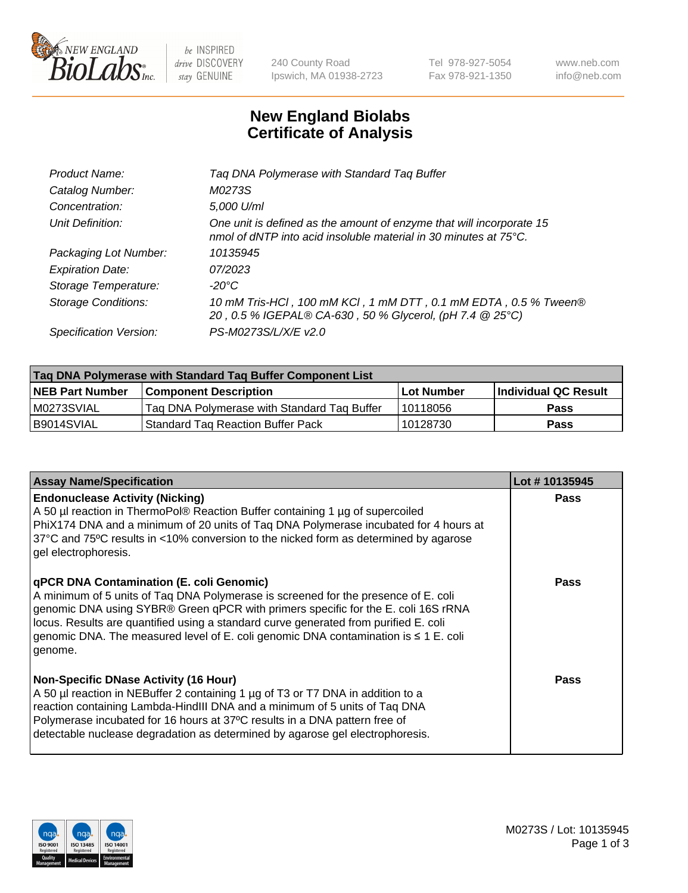# New England Biolabs Certificate of Analysis

| | |
|---|---|
| Product Name: | Taq DNA Polymerase with Standard Taq Buffer |
| Catalog Number: | M0273S |
| Concentration: | 5,000 U/ml |
| Unit Definition: | One unit is defined as the amount of enzyme that will incorporate 15 nmol of dNTP into acid insoluble material in 30 minutes at 75°C. |
| Packaging Lot Number: | 10135945 |
| Expiration Date: | 07/2023 |
| Storage Temperature: | -20°C |
| Storage Conditions: | 10 mM Tris-HCl , 100 mM KCl , 1 mM DTT , 0.1 mM EDTA , 0.5 % Tween® 20 , 0.5 % IGEPAL® CA-630 , 50 % Glycerol, (pH 7.4 @ 25°C) |
| Specification Version: | PS-M0273S/L/X/E v2.0 |

| Taq DNA Polymerase with Standard Taq Buffer Component List | | | |
|---|---|---|---|
| **NEB Part Number** | **Component Description** | **Lot Number** | **Individual QC Result** |
| M0273SVIAL | Taq DNA Polymerase with Standard Taq Buffer | 10118056 | Pass |
| B9014SVIAL | Standard Taq Reaction Buffer Pack | 10128730 | Pass |

| Assay Name/Specification | Lot # 10135945 |
|---|---|
| **Endonuclease Activity (Nicking)**<br>A 50 µl reaction in ThermoPol® Reaction Buffer containing 1 µg of supercoiled PhiX174 DNA and a minimum of 20 units of Taq DNA Polymerase incubated for 4 hours at 37ºC and 75ºC results in <10% conversion to the nicked form as determined by agarose gel electrophoresis. | Pass |
| **qPCR DNA Contamination (E. coli Genomic)**<br>A minimum of 5 units of Taq DNA Polymerase is screened for the presence of E. coli genomic DNA using SYBR® Green qPCR with primers specific for the E. coli 16S rRNA locus. Results are quantified using a standard curve generated from purified E. coli genomic DNA. The measured level of E. coli genomic DNA contamination is ≤ 1 E. coli genome. | Pass |
| **Non-Specific DNase Activity (16 Hour)**<br>A 50 µl reaction in NEBuffer 2 containing 1 µg of T3 or T7 DNA in addition to a reaction containing Lambda-HindIII DNA and a minimum of 5 units of Taq DNA Polymerase incubated for 16 hours at 37ºC results in a DNA pattern free of detectable nuclease degradation as determined by agarose gel electrophoresis. | Pass |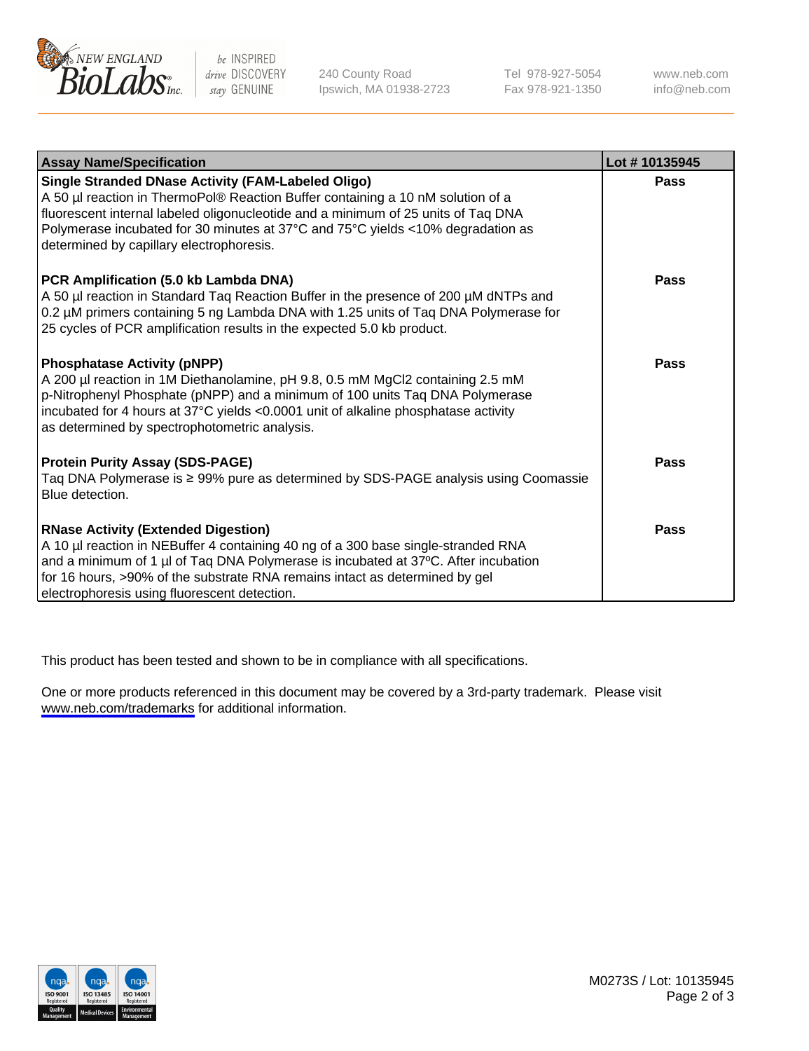| Assay Name/Specification | Lot # 10135945 |
| --- | --- |
| **Single Stranded DNase Activity (FAM-Labeled Oligo)**<br>A 50 µl reaction in ThermoPol® Reaction Buffer containing a 10 nM solution of a fluorescent internal labeled oligonucleotide and a minimum of 25 units of Taq DNA Polymerase incubated for 30 minutes at 37°C and 75°C yields <10% degradation as determined by capillary electrophoresis. | **Pass** |
| **PCR Amplification (5.0 kb Lambda DNA)**<br>A 50 µl reaction in Standard Taq Reaction Buffer in the presence of 200 µM dNTPs and 0.2 µM primers containing 5 ng Lambda DNA with 1.25 units of Taq DNA Polymerase for 25 cycles of PCR amplification results in the expected 5.0 kb product. | **Pass** |
| **Phosphatase Activity (pNPP)**<br>A 200 µl reaction in 1M Diethanolamine, pH 9.8, 0.5 mM $MgCl_2$ containing 2.5 mM p-Nitrophenyl Phosphate (pNPP) and a minimum of 100 units Taq DNA Polymerase incubated for 4 hours at 37°C yields <0.0001 unit of alkaline phosphatase activity as determined by spectrophotometric analysis. | **Pass** |
| **Protein Purity Assay (SDS-PAGE)**<br>Taq DNA Polymerase is ≥ 99% pure as determined by SDS-PAGE analysis using Coomassie Blue detection. | **Pass** |
| **RNase Activity (Extended Digestion)**<br>A 10 µl reaction in NEBuffer 4 containing 40 ng of a 300 base single-stranded RNA and a minimum of 1 µl of Taq DNA Polymerase is incubated at 37ºC. After incubation for 16 hours, >90% of the substrate RNA remains intact as determined by gel electrophoresis using fluorescent detection. | **Pass** |

This product has been tested and shown to be in compliance with all specifications.

One or more products referenced in this document may be covered by a 3rd-party trademark. Please visit www.neb.com/trademarks for additional information.

M0273S / Lot: 10135945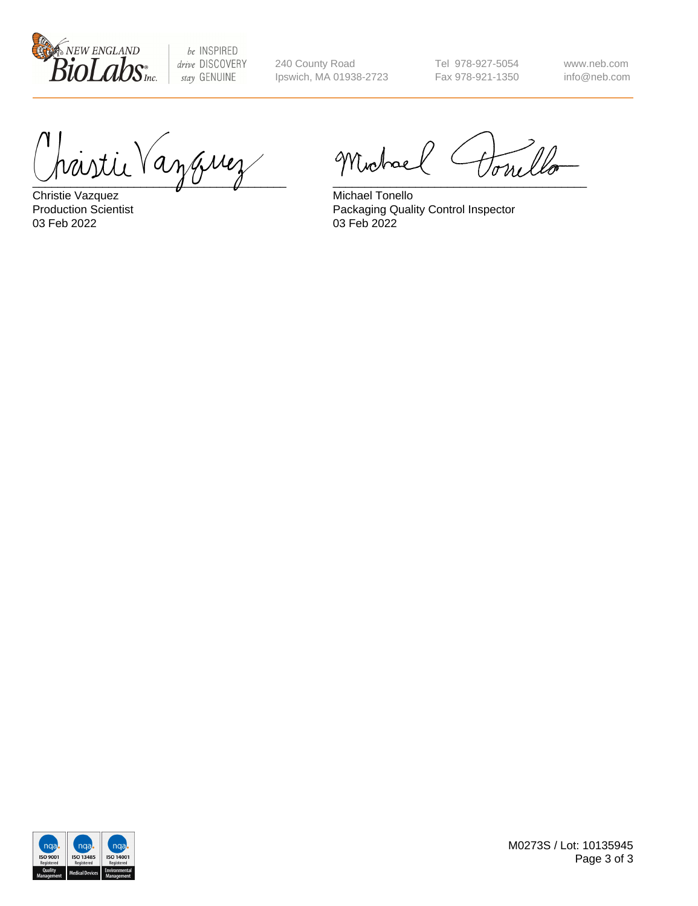Christie Vazquez
Production Scientist
03 Feb 2022

Michael Tonello
Packaging Quality Control Inspector
03 Feb 2022

M0273S / Lot: 10135945